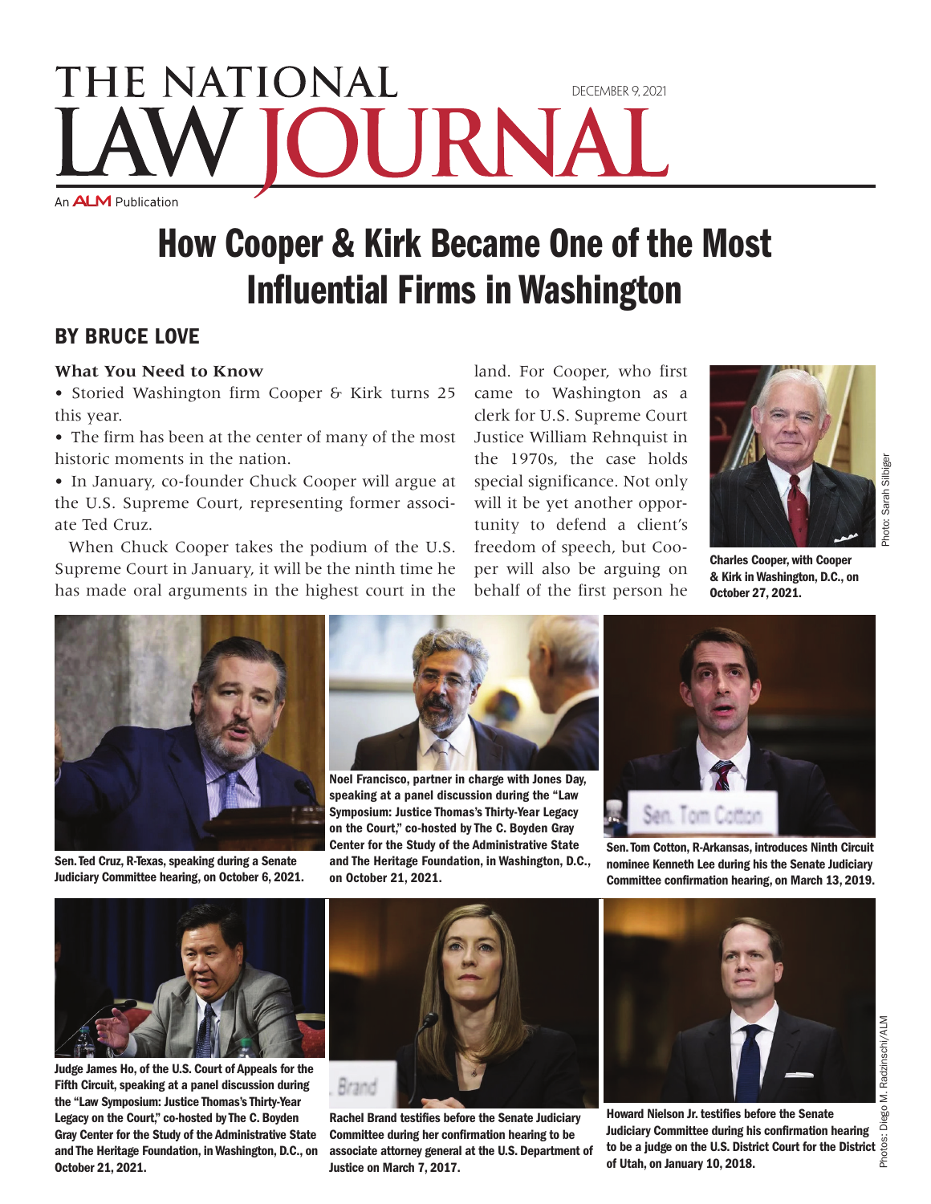# THE NATIONAL LAW JOURNAL

DECEMBER 9, 2021

An ALM Publication

# How Cooper & Kirk Became One of the Most Influential Firms in Washington

## BY BRUCE LOVE

**What You Need to Know**

- Storied Washington firm Cooper & Kirk turns 25 this year.
- The firm has been at the center of many of the most historic moments in the nation.
- In January, co-founder Chuck Cooper will argue at the U.S. Supreme Court, representing former associate Ted Cruz.

When Chuck Cooper takes the podium of the U.S. Supreme Court in January, it will be the ninth time he has made oral arguments in the highest court in the land. For Cooper, who first came to Washington as a clerk for U.S. Supreme Court Justice William Rehnquist in the 1970s, the case holds special significance. Not only will it be yet another opportunity to defend a client's freedom of speech, but Cooper will also be arguing on behalf of the first person he

**Charles Cooper, with Cooper & Kirk in Washington, D.C., on October 27, 2021.**

Photo: Sarah Silbiger

**Sen. Ted Cruz, R-Texas, speaking during a Senate Judiciary Committee hearing, on October 6, 2021.**

**Noel Francisco, partner in charge with Jones Day, speaking at a panel discussion during the "Law Symposium: Justice Thomas's Thirty-Year Legacy on the Court," co-hosted by The C. Boyden Gray Center for the Study of the Administrative State and The Heritage Foundation, in Washington, D.C., on October 21, 2021.**

**Sen. Tom Cotton, R-Arkansas, introduces Ninth Circuit nominee Kenneth Lee during his the Senate Judiciary Committee confirmation hearing, on March 13, 2019.**

**Judge James Ho, of the U.S. Court of Appeals for the Fifth Circuit, speaking at a panel discussion during the "Law Symposium: Justice Thomas's Thirty-Year Legacy on the Court," co-hosted by The C. Boyden Gray Center for the Study of the Administrative State and The Heritage Foundation, in Washington, D.C., on October 21, 2021.**

**Rachel Brand testifies before the Senate Judiciary Committee during her confirmation hearing to be associate attorney general at the U.S. Department of Justice on March 7, 2017.**

**Howard Nielson Jr. testifies before the Senate Judiciary Committee during his confirmation hearing to be a judge on the U.S. District Court for the District of Utah, on January 10, 2018.**

Photos: Diego M. Radzinschi/ALM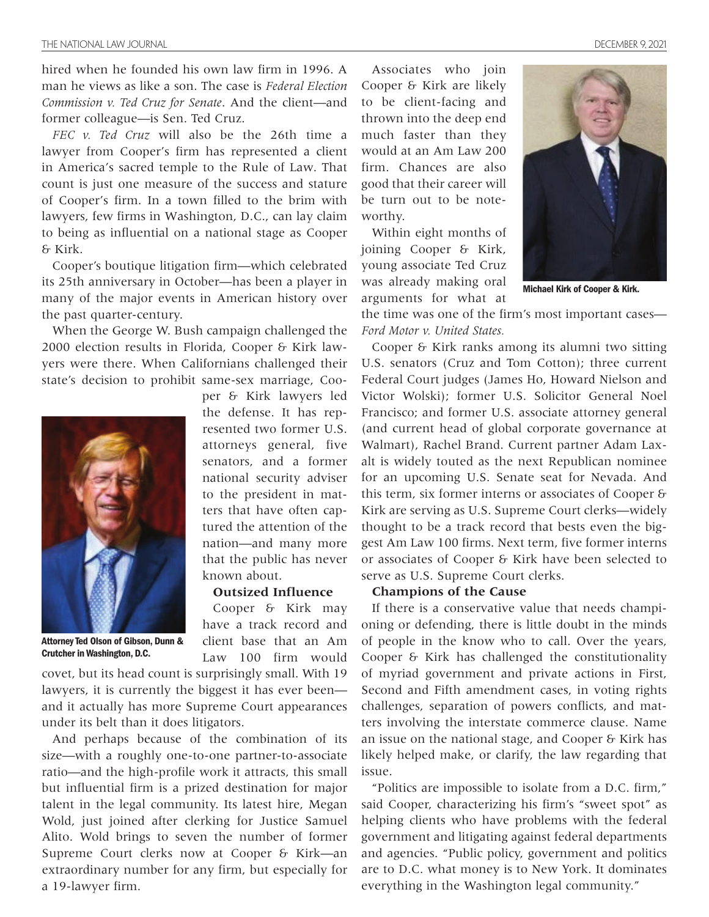hired when he founded his own law firm in 1996. A man he views as like a son. The case is *Federal Election Commission v. Ted Cruz for Senate*. And the client—and former colleague—is Sen. Ted Cruz.

*FEC v. Ted Cruz* will also be the 26th time a lawyer from Cooper's firm has represented a client in America's sacred temple to the Rule of Law. That count is just one measure of the success and stature of Cooper's firm. In a town filled to the brim with lawyers, few firms in Washington, D.C., can lay claim to being as influential on a national stage as Cooper & Kirk.

Cooper's boutique litigation firm—which celebrated its 25th anniversary in October—has been a player in many of the major events in American history over the past quarter-century.

When the George W. Bush campaign challenged the 2000 election results in Florida, Cooper & Kirk lawyers were there. When Californians challenged their state's decision to prohibit same-sex marriage, Cooper & Kirk lawyers led the defense. It has represented two former U.S. attorneys general, five senators, and a former national security adviser to the president in matters that have often captured the attention of the nation—and many more that the public has never known about.

Attorney Ted Olson of Gibson, Dunn & Crutcher in Washington, D.C.

### Outsized Influence

Cooper & Kirk may have a track record and client base that an Am Law 100 firm would covet, but its head count is surprisingly small. With 19 lawyers, it is currently the biggest it has ever been—and it actually has more Supreme Court appearances under its belt than it does litigators.

And perhaps because of the combination of its size—with a roughly one-to-one partner-to-associate ratio—and the high-profile work it attracts, this small but influential firm is a prized destination for major talent in the legal community. Its latest hire, Megan Wold, just joined after clerking for Justice Samuel Alito. Wold brings to seven the number of former Supreme Court clerks now at Cooper & Kirk—an extraordinary number for any firm, but especially for a 19-lawyer firm.

Associates who join Cooper & Kirk are likely to be client-facing and thrown into the deep end much faster than they would at an Am Law 200 firm. Chances are also good that their career will be turn out to be noteworthy.

Within eight months of joining Cooper & Kirk, young associate Ted Cruz was already making oral arguments for what at the time was one of the firm's most important cases—*Ford Motor v. United States.*

Michael Kirk of Cooper & Kirk.

Cooper & Kirk ranks among its alumni two sitting U.S. senators (Cruz and Tom Cotton); three current Federal Court judges (James Ho, Howard Nielson and Victor Wolski); former U.S. Solicitor General Noel Francisco; and former U.S. associate attorney general (and current head of global corporate governance at Walmart), Rachel Brand. Current partner Adam Laxalt is widely touted as the next Republican nominee for an upcoming U.S. Senate seat for Nevada. And this term, six former interns or associates of Cooper & Kirk are serving as U.S. Supreme Court clerks—widely thought to be a track record that bests even the biggest Am Law 100 firms. Next term, five former interns or associates of Cooper & Kirk have been selected to serve as U.S. Supreme Court clerks.

### Champions of the Cause

If there is a conservative value that needs championing or defending, there is little doubt in the minds of people in the know who to call. Over the years, Cooper & Kirk has challenged the constitutionality of myriad government and private actions in First, Second and Fifth amendment cases, in voting rights challenges, separation of powers conflicts, and matters involving the interstate commerce clause. Name an issue on the national stage, and Cooper & Kirk has likely helped make, or clarify, the law regarding that issue.

"Politics are impossible to isolate from a D.C. firm," said Cooper, characterizing his firm's "sweet spot" as helping clients who have problems with the federal government and litigating against federal departments and agencies. "Public policy, government and politics are to D.C. what money is to New York. It dominates everything in the Washington legal community."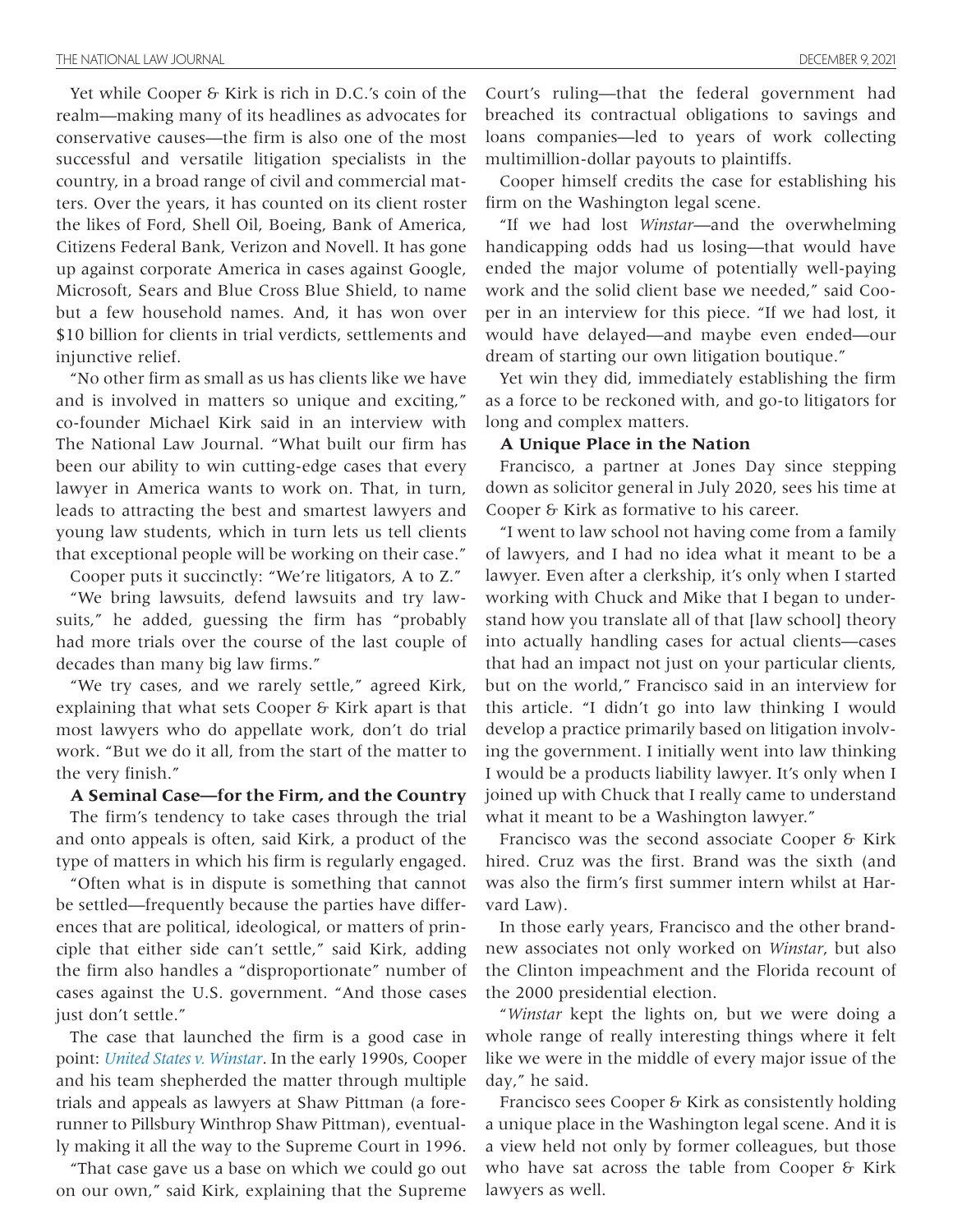Yet while Cooper & Kirk is rich in D.C.'s coin of the realm—making many of its headlines as advocates for conservative causes—the firm is also one of the most successful and versatile litigation specialists in the country, in a broad range of civil and commercial matters. Over the years, it has counted on its client roster the likes of Ford, Shell Oil, Boeing, Bank of America, Citizens Federal Bank, Verizon and Novell. It has gone up against corporate America in cases against Google, Microsoft, Sears and Blue Cross Blue Shield, to name but a few household names. And, it has won over $10 billion for clients in trial verdicts, settlements and injunctive relief.

"No other firm as small as us has clients like we have and is involved in matters so unique and exciting," co-founder Michael Kirk said in an interview with The National Law Journal. "What built our firm has been our ability to win cutting-edge cases that every lawyer in America wants to work on. That, in turn, leads to attracting the best and smartest lawyers and young law students, which in turn lets us tell clients that exceptional people will be working on their case."

Cooper puts it succinctly: "We're litigators, A to Z."

"We bring lawsuits, defend lawsuits and try lawsuits," he added, guessing the firm has "probably had more trials over the course of the last couple of decades than many big law firms."

"We try cases, and we rarely settle," agreed Kirk, explaining that what sets Cooper & Kirk apart is that most lawyers who do appellate work, don't do trial work. "But we do it all, from the start of the matter to the very finish."

**A Seminal Case—for the Firm, and the Country**

The firm's tendency to take cases through the trial and onto appeals is often, said Kirk, a product of the type of matters in which his firm is regularly engaged.

"Often what is in dispute is something that cannot be settled—frequently because the parties have differences that are political, ideological, or matters of principle that either side can't settle," said Kirk, adding the firm also handles a "disproportionate" number of cases against the U.S. government. "And those cases just don't settle."

The case that launched the firm is a good case in point: *United States v. Winstar*. In the early 1990s, Cooper and his team shepherded the matter through multiple trials and appeals as lawyers at Shaw Pittman (a forerunner to Pillsbury Winthrop Shaw Pittman), eventually making it all the way to the Supreme Court in 1996.

"That case gave us a base on which we could go out on our own," said Kirk, explaining that the Supreme Court's ruling—that the federal government had breached its contractual obligations to savings and loans companies—led to years of work collecting multimillion-dollar payouts to plaintiffs.

Cooper himself credits the case for establishing his firm on the Washington legal scene.

"If we had lost *Winstar*—and the overwhelming handicapping odds had us losing—that would have ended the major volume of potentially well-paying work and the solid client base we needed," said Cooper in an interview for this piece. "If we had lost, it would have delayed—and maybe even ended—our dream of starting our own litigation boutique."

Yet win they did, immediately establishing the firm as a force to be reckoned with, and go-to litigators for long and complex matters.

**A Unique Place in the Nation**

Francisco, a partner at Jones Day since stepping down as solicitor general in July 2020, sees his time at Cooper & Kirk as formative to his career.

"I went to law school not having come from a family of lawyers, and I had no idea what it meant to be a lawyer. Even after a clerkship, it's only when I started working with Chuck and Mike that I began to understand how you translate all of that [law school] theory into actually handling cases for actual clients—cases that had an impact not just on your particular clients, but on the world," Francisco said in an interview for this article. "I didn't go into law thinking I would develop a practice primarily based on litigation involving the government. I initially went into law thinking I would be a products liability lawyer. It's only when I joined up with Chuck that I really came to understand what it meant to be a Washington lawyer."

Francisco was the second associate Cooper & Kirk hired. Cruz was the first. Brand was the sixth (and was also the firm's first summer intern whilst at Harvard Law).

In those early years, Francisco and the other brand-new associates not only worked on *Winstar*, but also the Clinton impeachment and the Florida recount of the 2000 presidential election.

"*Winstar* kept the lights on, but we were doing a whole range of really interesting things where it felt like we were in the middle of every major issue of the day," he said.

Francisco sees Cooper & Kirk as consistently holding a unique place in the Washington legal scene. And it is a view held not only by former colleagues, but those who have sat across the table from Cooper & Kirk lawyers as well.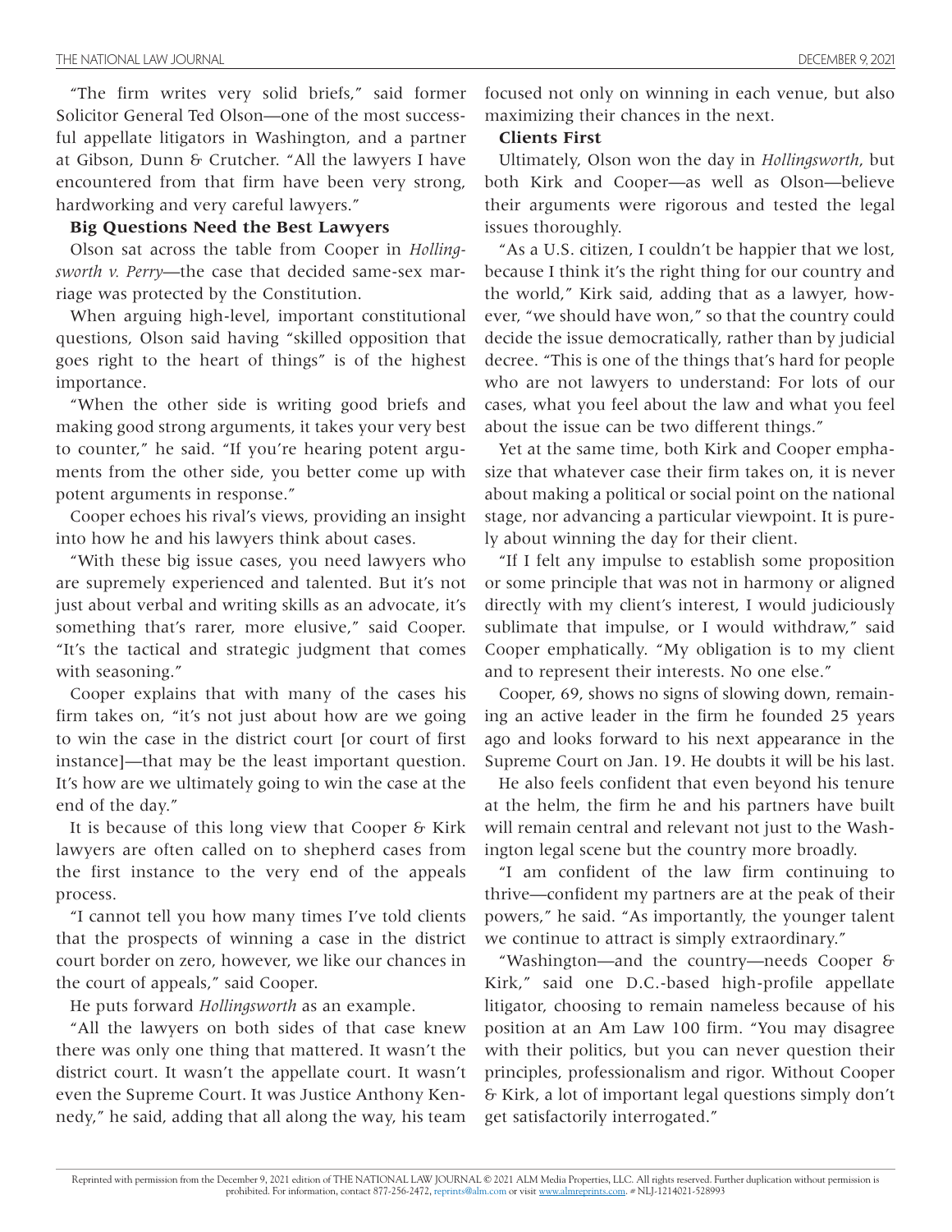"The firm writes very solid briefs," said former Solicitor General Ted Olson—one of the most successful appellate litigators in Washington, and a partner at Gibson, Dunn & Crutcher. "All the lawyers I have encountered from that firm have been very strong, hardworking and very careful lawyers."

**Big Questions Need the Best Lawyers**

Olson sat across the table from Cooper in *Hollingsworth v. Perry*—the case that decided same-sex marriage was protected by the Constitution.

When arguing high-level, important constitutional questions, Olson said having "skilled opposition that goes right to the heart of things" is of the highest importance.

"When the other side is writing good briefs and making good strong arguments, it takes your very best to counter," he said. "If you're hearing potent arguments from the other side, you better come up with potent arguments in response."

Cooper echoes his rival's views, providing an insight into how he and his lawyers think about cases.

"With these big issue cases, you need lawyers who are supremely experienced and talented. But it's not just about verbal and writing skills as an advocate, it's something that's rarer, more elusive," said Cooper. "It's the tactical and strategic judgment that comes with seasoning."

Cooper explains that with many of the cases his firm takes on, "it's not just about how are we going to win the case in the district court [or court of first instance]—that may be the least important question. It's how are we ultimately going to win the case at the end of the day."

It is because of this long view that Cooper & Kirk lawyers are often called on to shepherd cases from the first instance to the very end of the appeals process.

"I cannot tell you how many times I've told clients that the prospects of winning a case in the district court border on zero, however, we like our chances in the court of appeals," said Cooper.

He puts forward *Hollingsworth* as an example.

"All the lawyers on both sides of that case knew there was only one thing that mattered. It wasn't the district court. It wasn't the appellate court. It wasn't even the Supreme Court. It was Justice Anthony Kennedy," he said, adding that all along the way, his team focused not only on winning in each venue, but also maximizing their chances in the next.

**Clients First**

Ultimately, Olson won the day in *Hollingsworth*, but both Kirk and Cooper—as well as Olson—believe their arguments were rigorous and tested the legal issues thoroughly.

"As a U.S. citizen, I couldn't be happier that we lost, because I think it's the right thing for our country and the world," Kirk said, adding that as a lawyer, however, "we should have won," so that the country could decide the issue democratically, rather than by judicial decree. "This is one of the things that's hard for people who are not lawyers to understand: For lots of our cases, what you feel about the law and what you feel about the issue can be two different things."

Yet at the same time, both Kirk and Cooper emphasize that whatever case their firm takes on, it is never about making a political or social point on the national stage, nor advancing a particular viewpoint. It is purely about winning the day for their client.

"If I felt any impulse to establish some proposition or some principle that was not in harmony or aligned directly with my client's interest, I would judiciously sublimate that impulse, or I would withdraw," said Cooper emphatically. "My obligation is to my client and to represent their interests. No one else."

Cooper, 69, shows no signs of slowing down, remaining an active leader in the firm he founded 25 years ago and looks forward to his next appearance in the Supreme Court on Jan. 19. He doubts it will be his last.

He also feels confident that even beyond his tenure at the helm, the firm he and his partners have built will remain central and relevant not just to the Washington legal scene but the country more broadly.

"I am confident of the law firm continuing to thrive—confident my partners are at the peak of their powers," he said. "As importantly, the younger talent we continue to attract is simply extraordinary."

"Washington—and the country—needs Cooper & Kirk," said one D.C.-based high-profile appellate litigator, choosing to remain nameless because of his position at an Am Law 100 firm. "You may disagree with their politics, but you can never question their principles, professionalism and rigor. Without Cooper & Kirk, a lot of important legal questions simply don't get satisfactorily interrogated."

Reprinted with permission from the December 9, 2021 edition of THE NATIONAL LAW JOURNAL © 2021 ALM Media Properties, LLC. All rights reserved. Further duplication without permission is prohibited. For information, contact 877-256-2472, reprints@alm.com or visit www.almreprints.com. # NLJ-1214021-528993